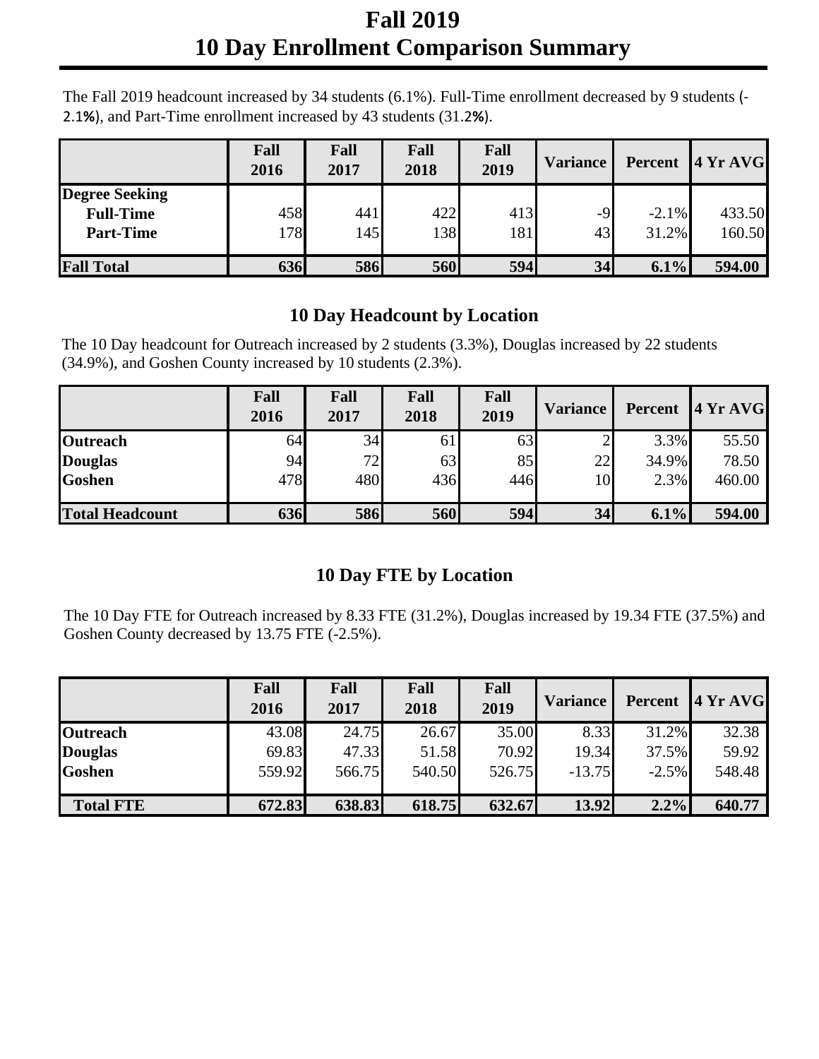# Fall 2019
# 10 Day Enrollment Comparison Summary

The Fall 2019 headcount increased by 34 students (6.1%). Full-Time enrollment decreased by 9 students (-2.1%), and Part-Time enrollment increased by 43 students (31.2%).

| | Fall 2016 | Fall 2017 | Fall 2018 | Fall 2019 | Variance | Percent | 4 Yr AVG |
|---|---|---|---|---|---|---|---|
| **Degree Seeking** | | | | | | | |
| **Full-Time** | 458 | 441 | 422 | 413 | -9 | -2.1% | 433.50 |
| **Part-Time** | 178 | 145 | 138 | 181 | 43 | 31.2% | 160.50 |
| **Fall Total** | **636** | **586** | **560** | **594** | **34** | **6.1%** | **594.00** |

## 10 Day Headcount by Location

The 10 Day headcount for Outreach increased by 2 students (3.3%), Douglas increased by 22 students (34.9%), and Goshen County increased by 10 students (2.3%).

| | Fall 2016 | Fall 2017 | Fall 2018 | Fall 2019 | Variance | Percent | 4 Yr AVG |
|---|---|---|---|---|---|---|---|
| **Outreach** | 64 | 34 | 61 | 63 | 2 | 3.3% | 55.50 |
| **Douglas** | 94 | 72 | 63 | 85 | 22 | 34.9% | 78.50 |
| **Goshen** | 478 | 480 | 436 | 446 | 10 | 2.3% | 460.00 |
| **Total Headcount** | **636** | **586** | **560** | **594** | **34** | **6.1%** | **594.00** |

## 10 Day FTE by Location

The 10 Day FTE for Outreach increased by 8.33 FTE (31.2%), Douglas increased by 19.34 FTE (37.5%) and Goshen County decreased by 13.75 FTE (-2.5%).

| | Fall 2016 | Fall 2017 | Fall 2018 | Fall 2019 | Variance | Percent | 4 Yr AVG |
|---|---|---|---|---|---|---|---|
| **Outreach** | 43.08 | 24.75 | 26.67 | 35.00 | 8.33 | 31.2% | 32.38 |
| **Douglas** | 69.83 | 47.33 | 51.58 | 70.92 | 19.34 | 37.5% | 59.92 |
| **Goshen** | 559.92 | 566.75 | 540.50 | 526.75 | -13.75 | -2.5% | 548.48 |
| **Total FTE** | **672.83** | **638.83** | **618.75** | **632.67** | **13.92** | **2.2%** | **640.77** |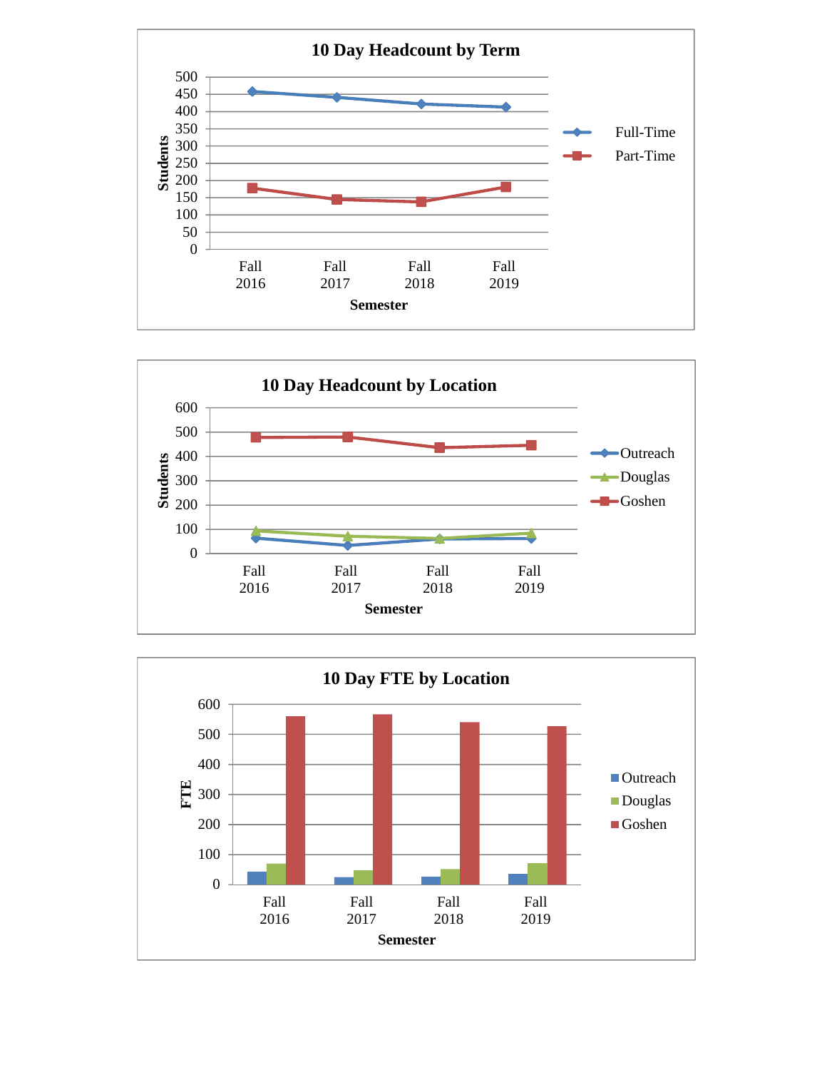10 Day Headcount by Term

Students

500
450
400
350
300
250
200
150
100
50
0

Fall 2016
Fall 2017
Fall 2018
Fall 2019

Semester

Full-Time
Part-Time

10 Day Headcount by Location

Students

600
500
400
300
200
100
0

Fall 2016
Fall 2017
Fall 2018
Fall 2019

Semester

Outreach
Douglas
Goshen

10 Day FTE by Location

FTE

600
500
400
300
200
100
0

Fall 2016
Fall 2017
Fall 2018
Fall 2019

Semester

Outreach
Douglas
Goshen